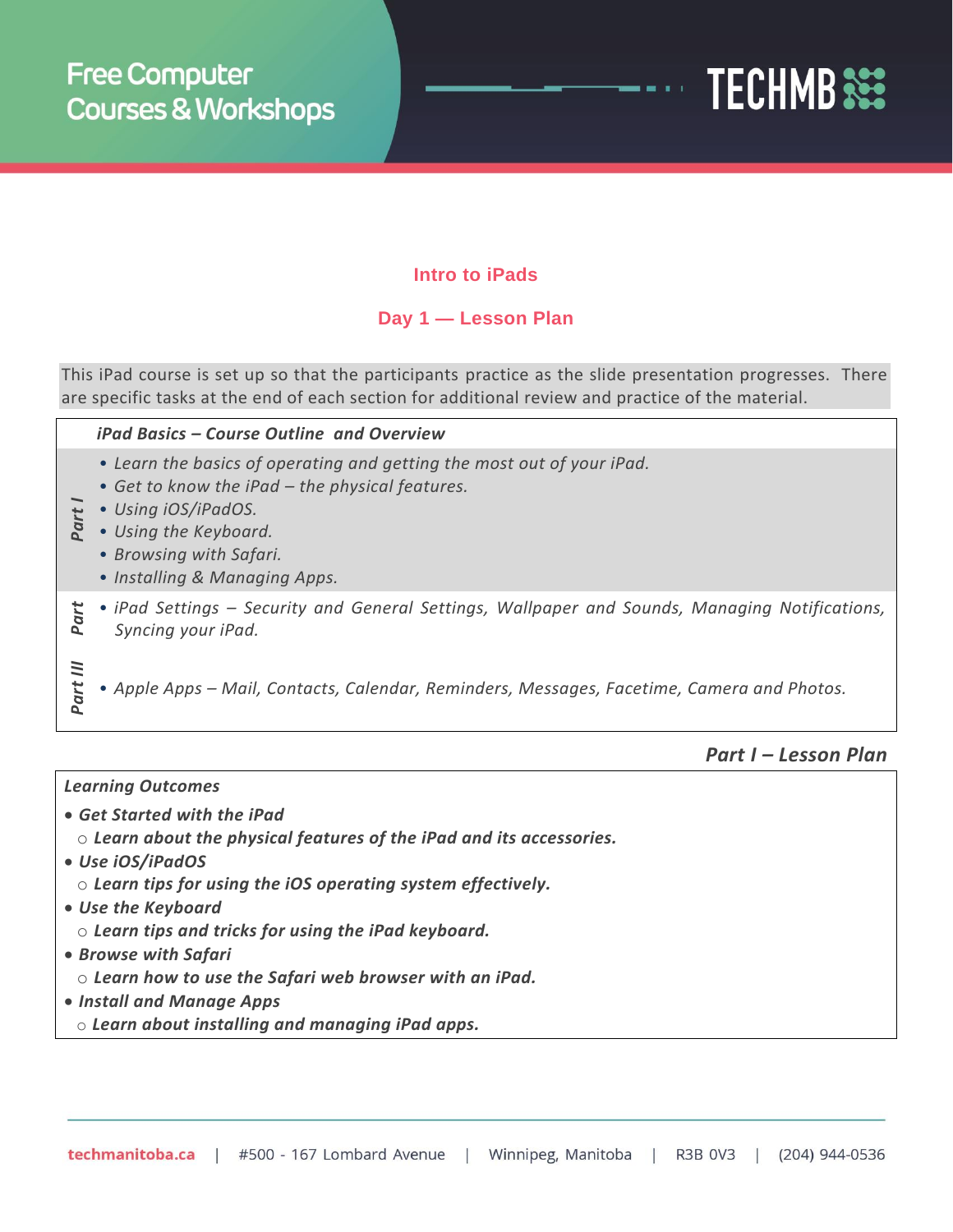**Free Computer Courses & Workshops**

**TECHMB**

## Intro to iPads

## Day 1 — Lesson Plan

This iPad course is set up so that the participants practice as the slide presentation progresses. There are specific tasks at the end of each section for additional review and practice of the material.

| | ***iPad Basics – Course Outline and Overview*** |
|---|---|
| ***Part I*** | • *Learn the basics of operating and getting the most out of your iPad.*<br>• *Get to know the iPad – the physical features.*<br>• *Using iOS/iPadOS.*<br>• *Using the Keyboard.*<br>• *Browsing with Safari.*<br>• *Installing & Managing Apps.* |
| ***Part*** | • *iPad Settings – Security and General Settings, Wallpaper and Sounds, Managing Notifications, Syncing your iPad.* |
| ***Part III*** | • *Apple Apps – Mail, Contacts, Calendar, Reminders, Messages, Facetime, Camera and Photos.* |

### *Part I – Lesson Plan*

***Learning Outcomes***

- ***Get Started with the iPad***
  - ***Learn about the physical features of the iPad and its accessories.***
- ***Use iOS/iPadOS***
  - ***Learn tips for using the iOS operating system effectively.***
- ***Use the Keyboard***
  - ***Learn tips and tricks for using the iPad keyboard.***
- ***Browse with Safari***
  - ***Learn how to use the Safari web browser with an iPad.***
- ***Install and Manage Apps***
  - ***Learn about installing and managing iPad apps.***

techmanitoba.ca | #500 - 167 Lombard Avenue | Winnipeg, Manitoba | R3B 0V3 | (204) 944-0536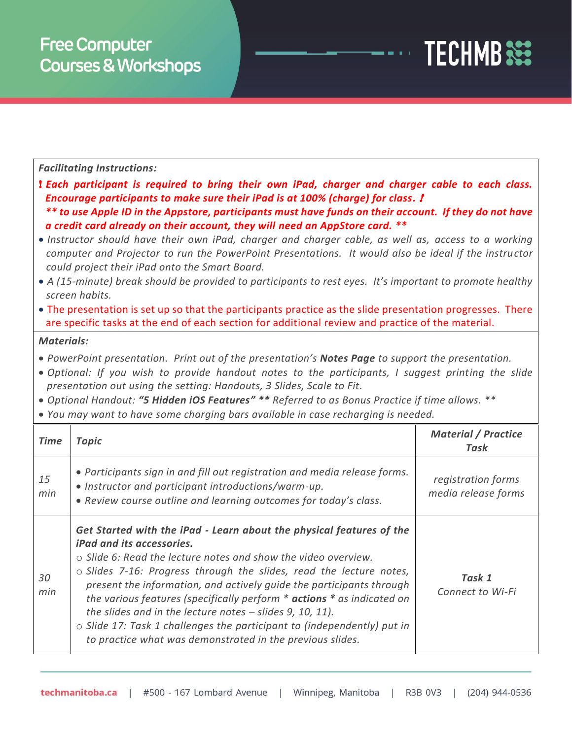***Facilitating Instructions:***

***! Each participant is required to bring their own iPad, charger and charger cable to each class. Encourage participants to make sure their iPad is at 100% (charge) for class. !***

***\*\* to use Apple ID in the Appstore, participants must have funds on their account. If they do not have a credit card already on their account, they will need an AppStore card. \*\****

- *Instructor should have their own iPad, charger and charger cable, as well as, access to a working computer and Projector to run the PowerPoint Presentations. It would also be ideal if the instructor could project their iPad onto the Smart Board.*
- *A (15-minute) break should be provided to participants to rest eyes. It's important to promote healthy screen habits.*
- The presentation is set up so that the participants practice as the slide presentation progresses. There are specific tasks at the end of each section for additional review and practice of the material.

***Materials:***

- *PowerPoint presentation. Print out of the presentation's **Notes Page** to support the presentation.*
- *Optional: If you wish to provide handout notes to the participants, I suggest printing the slide presentation out using the setting: Handouts, 3 Slides, Scale to Fit.*
- *Optional Handout: **"5 Hidden iOS Features"** \*\* Referred to as Bonus Practice if time allows. \*\**
- *You may want to have some charging bars available in case recharging is needed.*

| ***Time*** | ***Topic*** | ***Material / Practice Task*** |
|---|---|---|
| *15 min* | • *Participants sign in and fill out registration and media release forms.*<br>• *Instructor and participant introductions/warm-up.*<br>• *Review course outline and learning outcomes for today's class.* | *registration forms*<br>*media release forms* |
| *30 min* | ***Get Started with the iPad - Learn about the physical features of the iPad and its accessories.***<br>○ *Slide 6: Read the lecture notes and show the video overview.*<br>○ *Slides 7-16: Progress through the slides, read the lecture notes, present the information, and actively guide the participants through the various features (specifically perform \* **actions** \* as indicated on the slides and in the lecture notes – slides 9, 10, 11).*<br>○ *Slide 17: Task 1 challenges the participant to (independently) put in to practice what was demonstrated in the previous slides.* | ***Task 1***<br>*Connect to Wi-Fi* |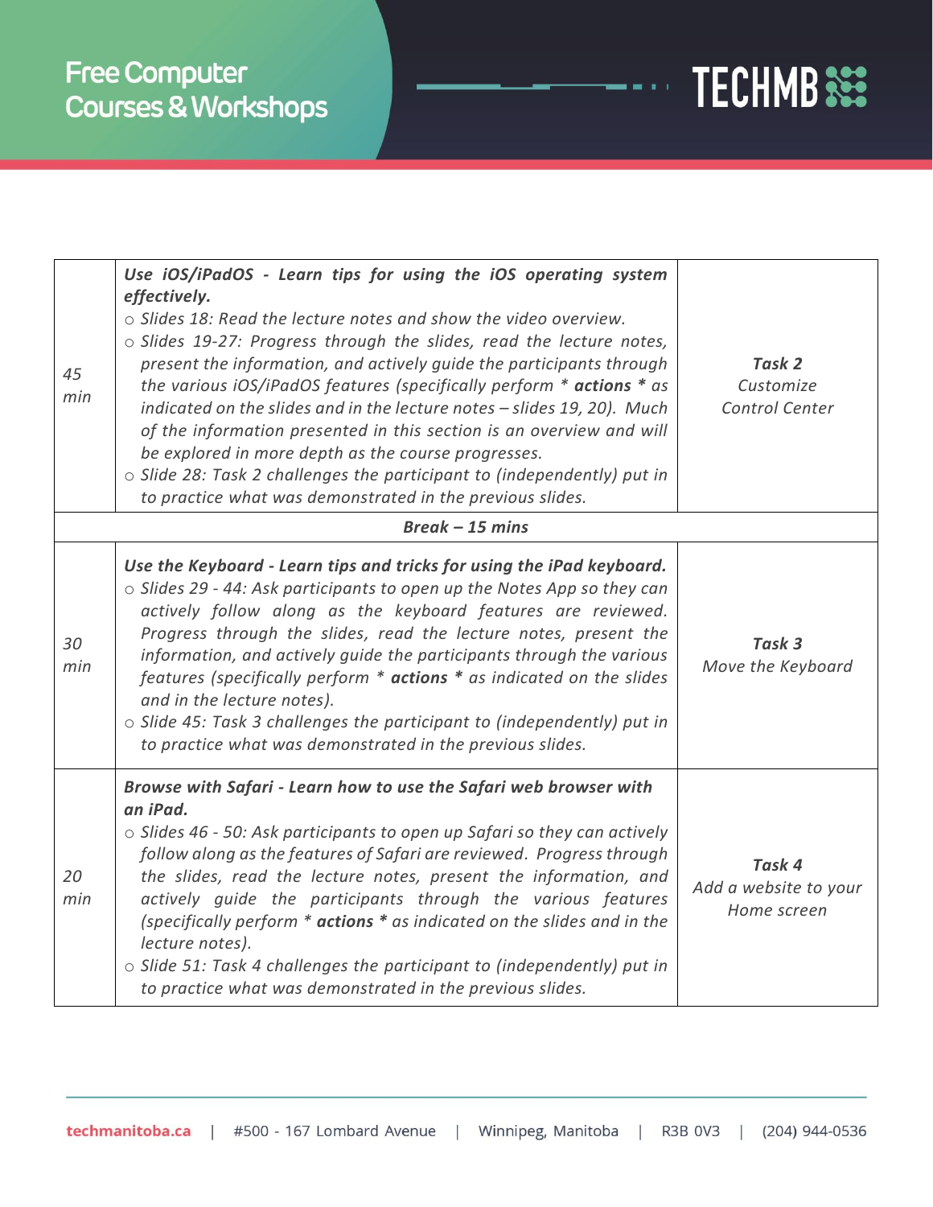| | | |
|---|---|---|
| 45 min | ***Use iOS/iPadOS - Learn tips for using the iOS operating system effectively.***<br>○ *Slides 18: Read the lecture notes and show the video overview.*<br>○ *Slides 19-27: Progress through the slides, read the lecture notes, present the information, and actively guide the participants through the various iOS/iPadOS features (specifically perform * **actions** * as indicated on the slides and in the lecture notes – slides 19, 20). Much of the information presented in this section is an overview and will be explored in more depth as the course progresses.*<br>○ *Slide 28: Task 2 challenges the participant to (independently) put in to practice what was demonstrated in the previous slides.* | ***Task 2***<br>*Customize Control Center* |
| ***Break – 15 mins*** | | |
| 30 min | ***Use the Keyboard - Learn tips and tricks for using the iPad keyboard.***<br>○ *Slides 29 - 44: Ask participants to open up the Notes App so they can actively follow along as the keyboard features are reviewed. Progress through the slides, read the lecture notes, present the information, and actively guide the participants through the various features (specifically perform * **actions** * as indicated on the slides and in the lecture notes).*<br>○ *Slide 45: Task 3 challenges the participant to (independently) put in to practice what was demonstrated in the previous slides.* | ***Task 3***<br>*Move the Keyboard* |
| 20 min | ***Browse with Safari - Learn how to use the Safari web browser with an iPad.***<br>○ *Slides 46 - 50: Ask participants to open up Safari so they can actively follow along as the features of Safari are reviewed. Progress through the slides, read the lecture notes, present the information, and actively guide the participants through the various features (specifically perform * **actions** * as indicated on the slides and in the lecture notes).*<br>○ *Slide 51: Task 4 challenges the participant to (independently) put in to practice what was demonstrated in the previous slides.* | ***Task 4***<br>*Add a website to your Home screen* |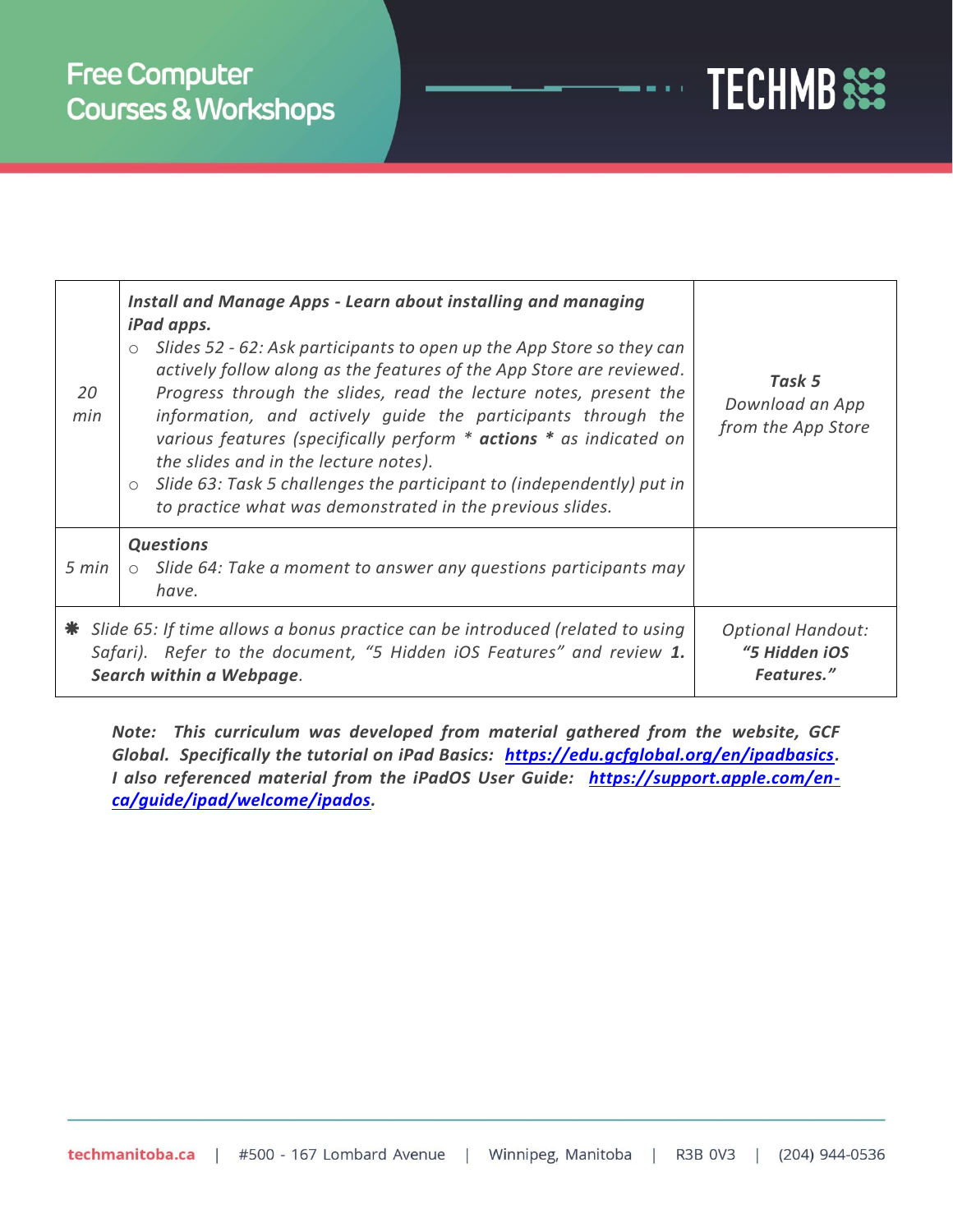| | | |
|---|---|---|
| *20 min* | ***Install and Manage Apps - Learn about installing and managing iPad apps.***<br>○ *Slides 52 - 62: Ask participants to open up the App Store so they can actively follow along as the features of the App Store are reviewed. Progress through the slides, read the lecture notes, present the information, and actively guide the participants through the various features (specifically perform * **actions** * as indicated on the slides and in the lecture notes).*<br>○ *Slide 63: Task 5 challenges the participant to (independently) put in to practice what was demonstrated in the previous slides.* | ***Task 5***<br>*Download an App from the App Store* |
| *5 min* | ***Questions***<br>○ *Slide 64: Take a moment to answer any questions participants may have.* | |
| ✱ *Slide 65: If time allows a bonus practice can be introduced (related to using Safari). Refer to the document, "5 Hidden iOS Features" and review* ***1. Search within a Webpage****.* | | *Optional Handout:*<br>***"5 Hidden iOS Features."*** |

***Note: This curriculum was developed from material gathered from the website, GCF Global. Specifically the tutorial on iPad Basics: https://edu.gcfglobal.org/en/ipadbasics. I also referenced material from the iPadOS User Guide: https://support.apple.com/en-ca/guide/ipad/welcome/ipados.***